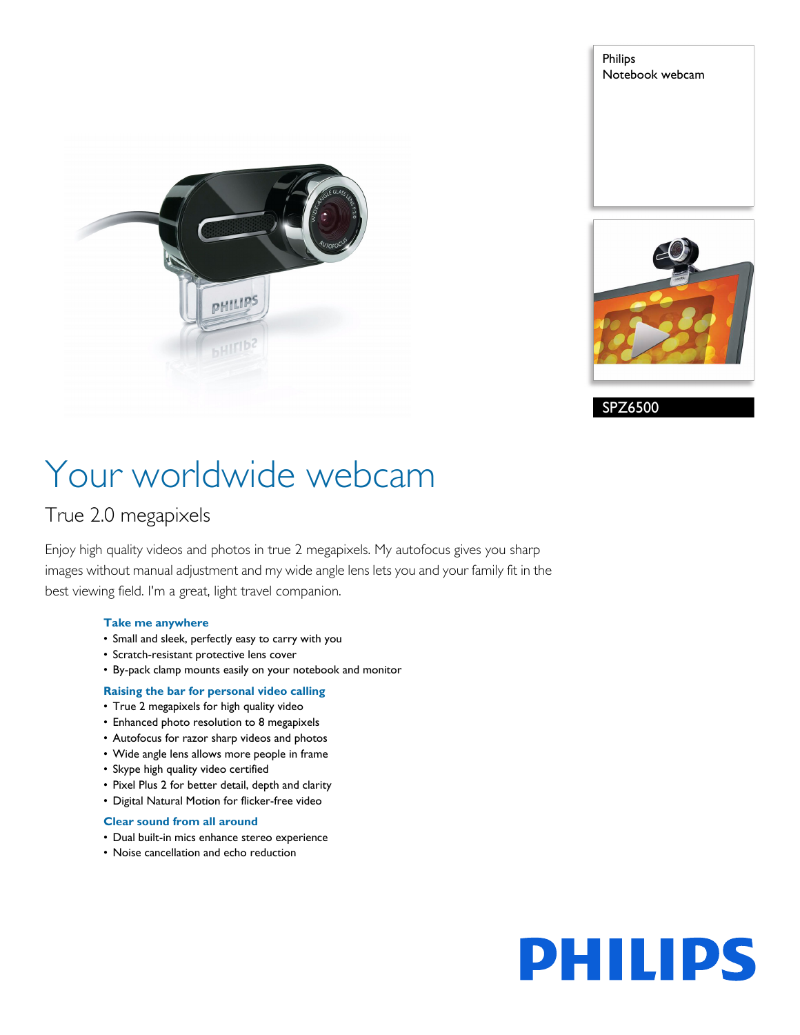Philips
Notebook webcam

SPZ6500

# Your worldwide webcam

## True 2.0 megapixels

Enjoy high quality videos and photos in true 2 megapixels. My autofocus gives you sharp images without manual adjustment and my wide angle lens lets you and your family fit in the best viewing field. I'm a great, light travel companion.

### Take me anywhere

- Small and sleek, perfectly easy to carry with you
- Scratch-resistant protective lens cover
- By-pack clamp mounts easily on your notebook and monitor

### Raising the bar for personal video calling

- True 2 megapixels for high quality video
- Enhanced photo resolution to 8 megapixels
- Autofocus for razor sharp videos and photos
- Wide angle lens allows more people in frame
- Skype high quality video certified
- Pixel Plus 2 for better detail, depth and clarity
- Digital Natural Motion for flicker-free video

### Clear sound from all around

- Dual built-in mics enhance stereo experience
- Noise cancellation and echo reduction

PHILIPS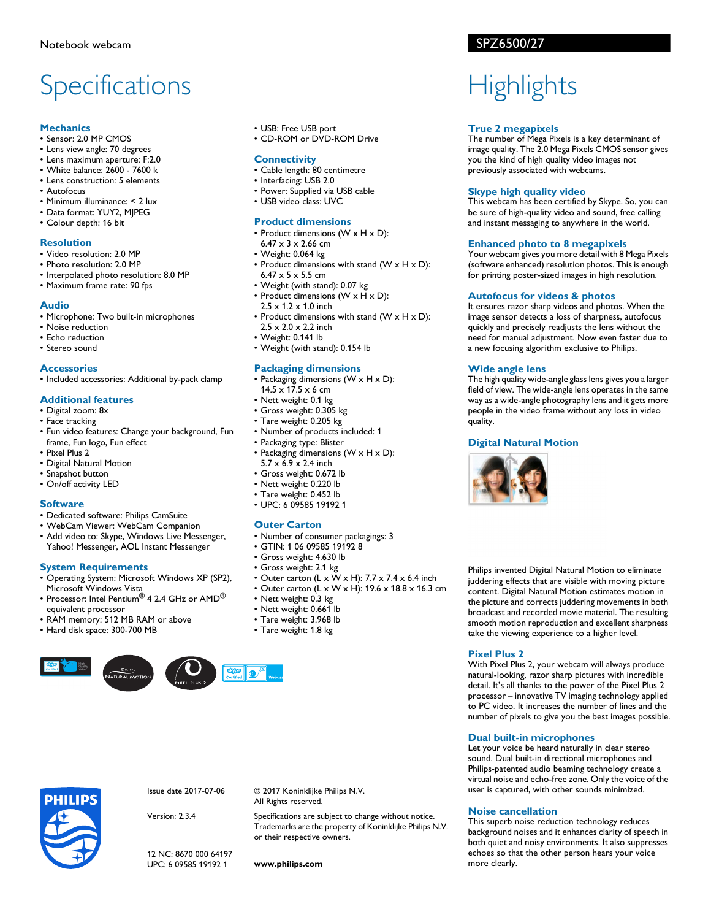Notebook webcam

SPZ6500/27

# Specifications

### Mechanics
- Sensor: 2.0 MP CMOS
- Lens view angle: 70 degrees
- Lens maximum aperture: F:2.0
- White balance: 2600 - 7600 k
- Lens construction: 5 elements
- Autofocus
- Minimum illuminance: < 2 lux
- Data format: YUY2, MJPEG
- Colour depth: 16 bit

### Resolution
- Video resolution: 2.0 MP
- Photo resolution: 2.0 MP
- Interpolated photo resolution: 8.0 MP
- Maximum frame rate: 90 fps

### Audio
- Microphone: Two built-in microphones
- Noise reduction
- Echo reduction
- Stereo sound

### Accessories
- Included accessories: Additional by-pack clamp

### Additional features
- Digital zoom: 8x
- Face tracking
- Fun video features: Change your background, Fun frame, Fun logo, Fun effect
- Pixel Plus 2
- Digital Natural Motion
- Snapshot button
- On/off activity LED

### Software
- Dedicated software: Philips CamSuite
- WebCam Viewer: WebCam Companion
- Add video to: Skype, Windows Live Messenger, Yahoo! Messenger, AOL Instant Messenger

### System Requirements
- Operating System: Microsoft Windows XP (SP2), Microsoft Windows Vista
- Processor: Intel Pentium® 4 2.4 GHz or AMD® equivalent processor
- RAM memory: 512 MB RAM or above
- Hard disk space: 300-700 MB
- USB: Free USB port
- CD-ROM or DVD-ROM Drive

### Connectivity
- Cable length: 80 centimetre
- Interfacing: USB 2.0
- Power: Supplied via USB cable
- USB video class: UVC

### Product dimensions
- Product dimensions (W x H x D): 6.47 x 3 x 2.66 cm
- Weight: 0.064 kg
- Product dimensions with stand (W x H x D): 6.47 x 5 x 5.5 cm
- Weight (with stand): 0.07 kg
- Product dimensions (W x H x D): 2.5 x 1.2 x 1.0 inch
- Product dimensions with stand (W x H x D): 2.5 x 2.0 x 2.2 inch
- Weight: 0.141 lb
- Weight (with stand): 0.154 lb

### Packaging dimensions
- Packaging dimensions (W x H x D): 14.5 x 17.5 x 6 cm
- Nett weight: 0.1 kg
- Gross weight: 0.305 kg
- Tare weight: 0.205 kg
- Number of products included: 1
- Packaging type: Blister
- Packaging dimensions (W x H x D): 5.7 x 6.9 x 2.4 inch
- Gross weight: 0.672 lb
- Nett weight: 0.220 lb
- Tare weight: 0.452 lb
- UPC: 6 09585 19192 1

### Outer Carton
- Number of consumer packagings: 3
- GTIN: 1 06 09585 19192 8
- Gross weight: 4.630 lb
- Gross weight: 2.1 kg
- Outer carton (L x W x H): 7.7 x 7.4 x 6.4 inch
- Outer carton (L x W x H): 19.6 x 18.8 x 16.3 cm
- Nett weight: 0.3 kg
- Nett weight: 0.661 lb
- Tare weight: 3.968 lb
- Tare weight: 1.8 kg

# Highlights

### True 2 megapixels
The number of Mega Pixels is a key determinant of image quality. The 2.0 Mega Pixels CMOS sensor gives you the kind of high quality video images not previously associated with webcams.

### Skype high quality video
This webcam has been certified by Skype. So, you can be sure of high-quality video and sound, free calling and instant messaging to anywhere in the world.

### Enhanced photo to 8 megapixels
Your webcam gives you more detail with 8 Mega Pixels (software enhanced) resolution photos. This is enough for printing poster-sized images in high resolution.

### Autofocus for videos & photos
It ensures razor sharp videos and photos. When the image sensor detects a loss of sharpness, autofocus quickly and precisely readjusts the lens without the need for manual adjustment. Now even faster due to a new focusing algorithm exclusive to Philips.

### Wide angle lens
The high quality wide-angle glass lens gives you a larger field of view. The wide-angle lens operates in the same way as a wide-angle photography lens and it gets more people in the video frame without any loss in video quality.

### Digital Natural Motion
Philips invented Digital Natural Motion to eliminate juddering effects that are visible with moving picture content. Digital Natural Motion estimates motion in the picture and corrects juddering movements in both broadcast and recorded movie material. The resulting smooth motion reproduction and excellent sharpness take the viewing experience to a higher level.

### Pixel Plus 2
With Pixel Plus 2, your webcam will always produce natural-looking, razor sharp pictures with incredible detail. It's all thanks to the power of the Pixel Plus 2 processor – innovative TV imaging technology applied to PC video. It increases the number of lines and the number of pixels to give you the best images possible.

### Dual built-in microphones
Let your voice be heard naturally in clear stereo sound. Dual built-in directional microphones and Philips-patented audio beaming technology create a virtual noise and echo-free zone. Only the voice of the user is captured, with other sounds minimized.

### Noise cancellation
This superb noise reduction technology reduces background noises and it enhances clarity of speech in both quiet and noisy environments. It also suppresses echoes so that the other person hears your voice more clearly.

Issue date 2017-07-06

Version: 2.3.4

12 NC: 8670 000 64197
UPC: 6 09585 19192 1

© 2017 Koninklijke Philips N.V.
All Rights reserved.

Specifications are subject to change without notice. Trademarks are the property of Koninklijke Philips N.V. or their respective owners.

www.philips.com